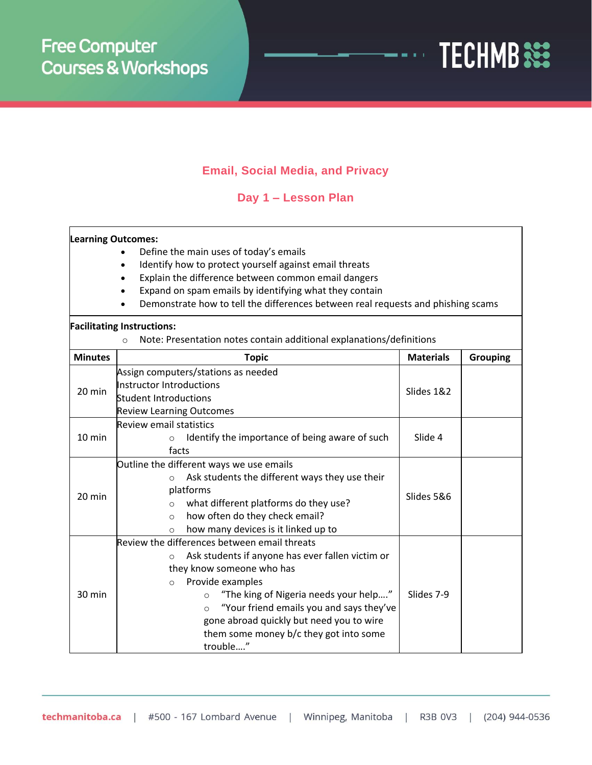# Email, Social Media, and Privacy

## Day 1 – Lesson Plan

**Learning Outcomes:**

- Define the main uses of today's emails
- Identify how to protect yourself against email threats
- Explain the difference between common email dangers
- Expand on spam emails by identifying what they contain
- Demonstrate how to tell the differences between real requests and phishing scams

**Facilitating Instructions:**

- Note: Presentation notes contain additional explanations/definitions

| Minutes | Topic | Materials | Grouping |
|---|---|---|---|
| 20 min | Assign computers/stations as needed<br>Instructor Introductions<br>Student Introductions<br>Review Learning Outcomes | Slides 1&2 | |
| 10 min | Review email statistics<br>◦ Identify the importance of being aware of such facts | Slide 4 | |
| 20 min | Outline the different ways we use emails<br>◦ Ask students the different ways they use their platforms<br>◦ what different platforms do they use?<br>◦ how often do they check email?<br>◦ how many devices is it linked up to | Slides 5&6 | |
| 30 min | Review the differences between email threats<br>◦ Ask students if anyone has ever fallen victim or they know someone who has<br>◦ Provide examples<br>&nbsp;&nbsp;&nbsp;&nbsp;◦ "The king of Nigeria needs your help…."<br>&nbsp;&nbsp;&nbsp;&nbsp;◦ "Your friend emails you and says they've gone abroad quickly but need you to wire them some money b/c they got into some trouble…." | Slides 7-9 | |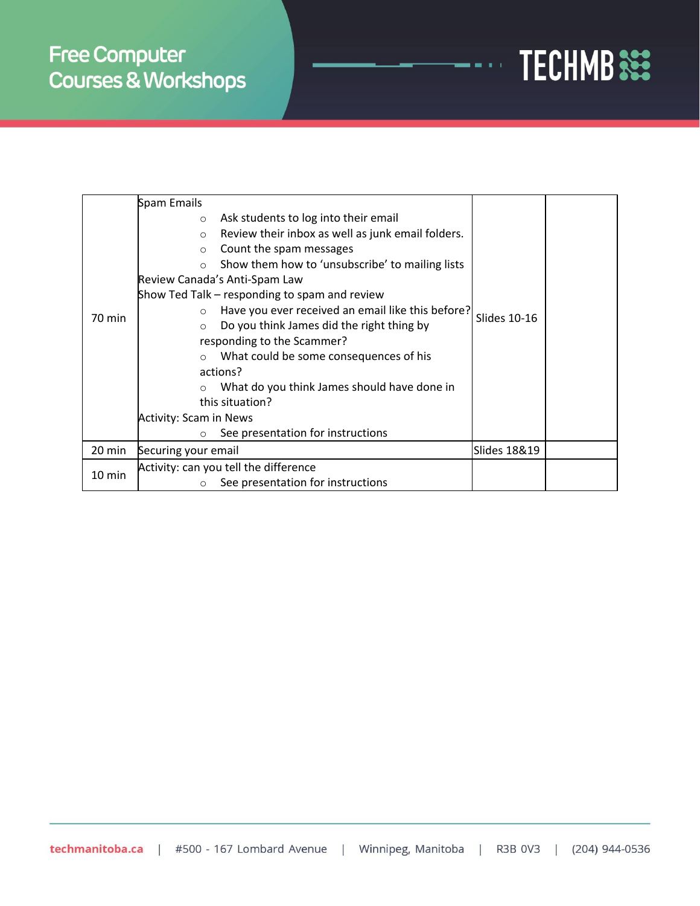| | | | |
|---|---|---|---|
| 70 min | Spam Emails<br>○ Ask students to log into their email<br>○ Review their inbox as well as junk email folders.<br>○ Count the spam messages<br>○ Show them how to 'unsubscribe' to mailing lists<br>Review Canada's Anti-Spam Law<br>Show Ted Talk – responding to spam and review<br>○ Have you ever received an email like this before?<br>○ Do you think James did the right thing by responding to the Scammer?<br>○ What could be some consequences of his actions?<br>○ What do you think James should have done in this situation?<br>Activity: Scam in News<br>○ See presentation for instructions | Slides 10-16 | |
| 20 min | Securing your email | Slides 18&19 | |
| 10 min | Activity: can you tell the difference<br>○ See presentation for instructions | | |